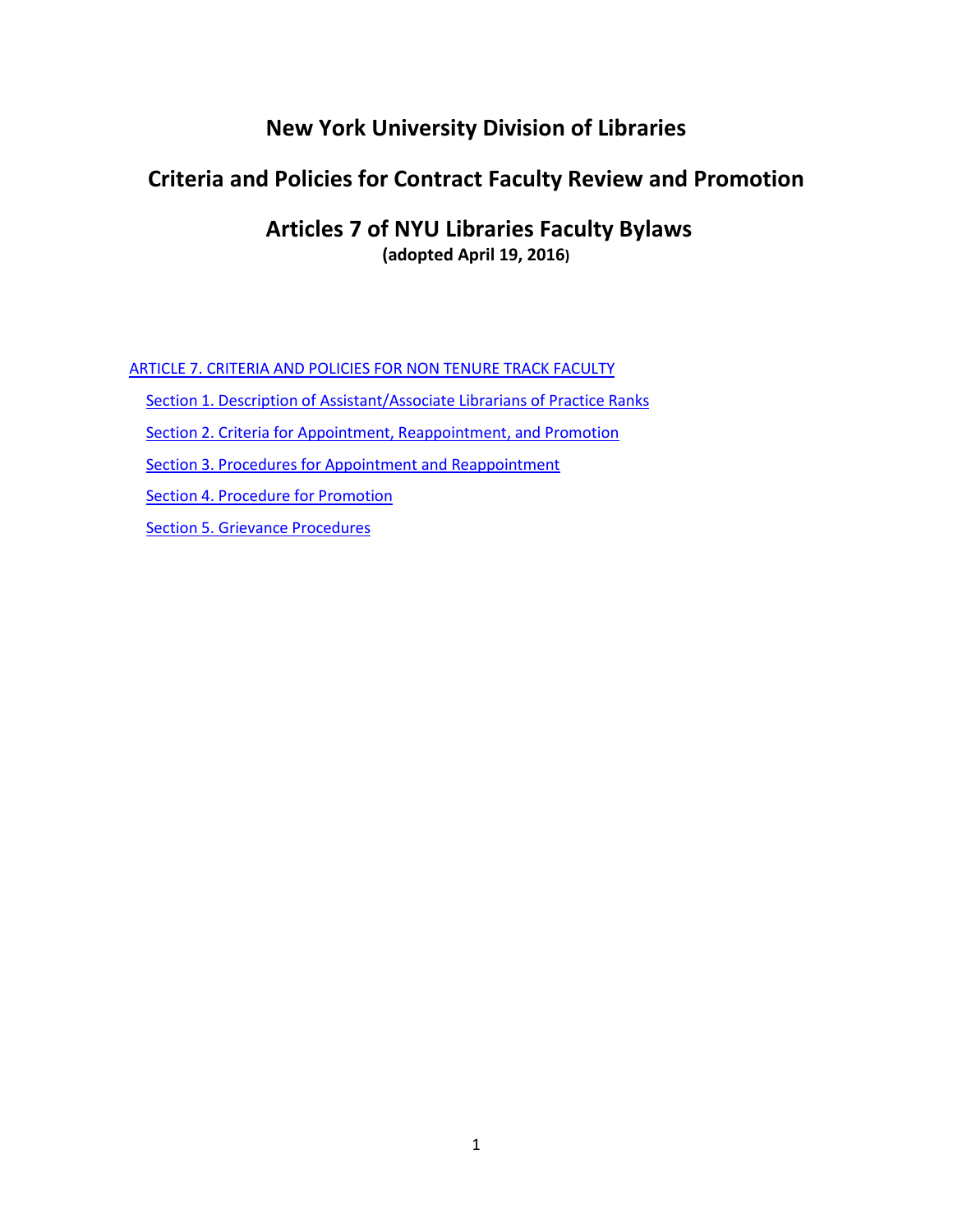# New York University Division of Libraries

## Criteria and Policies for Contract Faculty Review and Promotion

## Articles 7 of NYU Libraries Faculty Bylaws

**(adopted April 19, 2016)**

ARTICLE 7. CRITERIA AND POLICIES FOR NON TENURE TRACK FACULTY

- Section 1. Description of Assistant/Associate Librarians of Practice Ranks
- Section 2. Criteria for Appointment, Reappointment, and Promotion
- Section 3. Procedures for Appointment and Reappointment
- Section 4. Procedure for Promotion
- Section 5. Grievance Procedures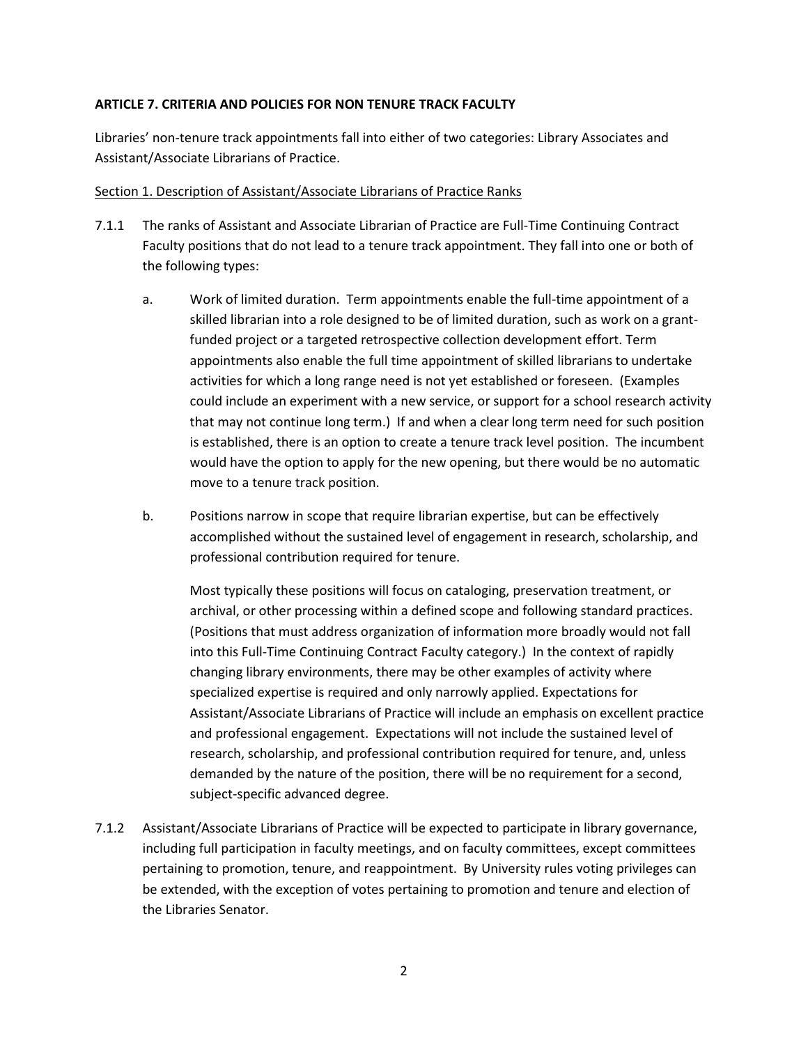**ARTICLE 7. CRITERIA AND POLICIES FOR NON TENURE TRACK FACULTY**

Libraries' non-tenure track appointments fall into either of two categories: Library Associates and Assistant/Associate Librarians of Practice.

<u>Section 1. Description of Assistant/Associate Librarians of Practice Ranks</u>

7.1.1 The ranks of Assistant and Associate Librarian of Practice are Full-Time Continuing Contract Faculty positions that do not lead to a tenure track appointment. They fall into one or both of the following types:

a. Work of limited duration. Term appointments enable the full-time appointment of a skilled librarian into a role designed to be of limited duration, such as work on a grant-funded project or a targeted retrospective collection development effort. Term appointments also enable the full time appointment of skilled librarians to undertake activities for which a long range need is not yet established or foreseen. (Examples could include an experiment with a new service, or support for a school research activity that may not continue long term.) If and when a clear long term need for such position is established, there is an option to create a tenure track level position. The incumbent would have the option to apply for the new opening, but there would be no automatic move to a tenure track position.

b. Positions narrow in scope that require librarian expertise, but can be effectively accomplished without the sustained level of engagement in research, scholarship, and professional contribution required for tenure.

   Most typically these positions will focus on cataloging, preservation treatment, or archival, or other processing within a defined scope and following standard practices. (Positions that must address organization of information more broadly would not fall into this Full-Time Continuing Contract Faculty category.) In the context of rapidly changing library environments, there may be other examples of activity where specialized expertise is required and only narrowly applied. Expectations for Assistant/Associate Librarians of Practice will include an emphasis on excellent practice and professional engagement. Expectations will not include the sustained level of research, scholarship, and professional contribution required for tenure, and, unless demanded by the nature of the position, there will be no requirement for a second, subject-specific advanced degree.

7.1.2 Assistant/Associate Librarians of Practice will be expected to participate in library governance, including full participation in faculty meetings, and on faculty committees, except committees pertaining to promotion, tenure, and reappointment. By University rules voting privileges can be extended, with the exception of votes pertaining to promotion and tenure and election of the Libraries Senator.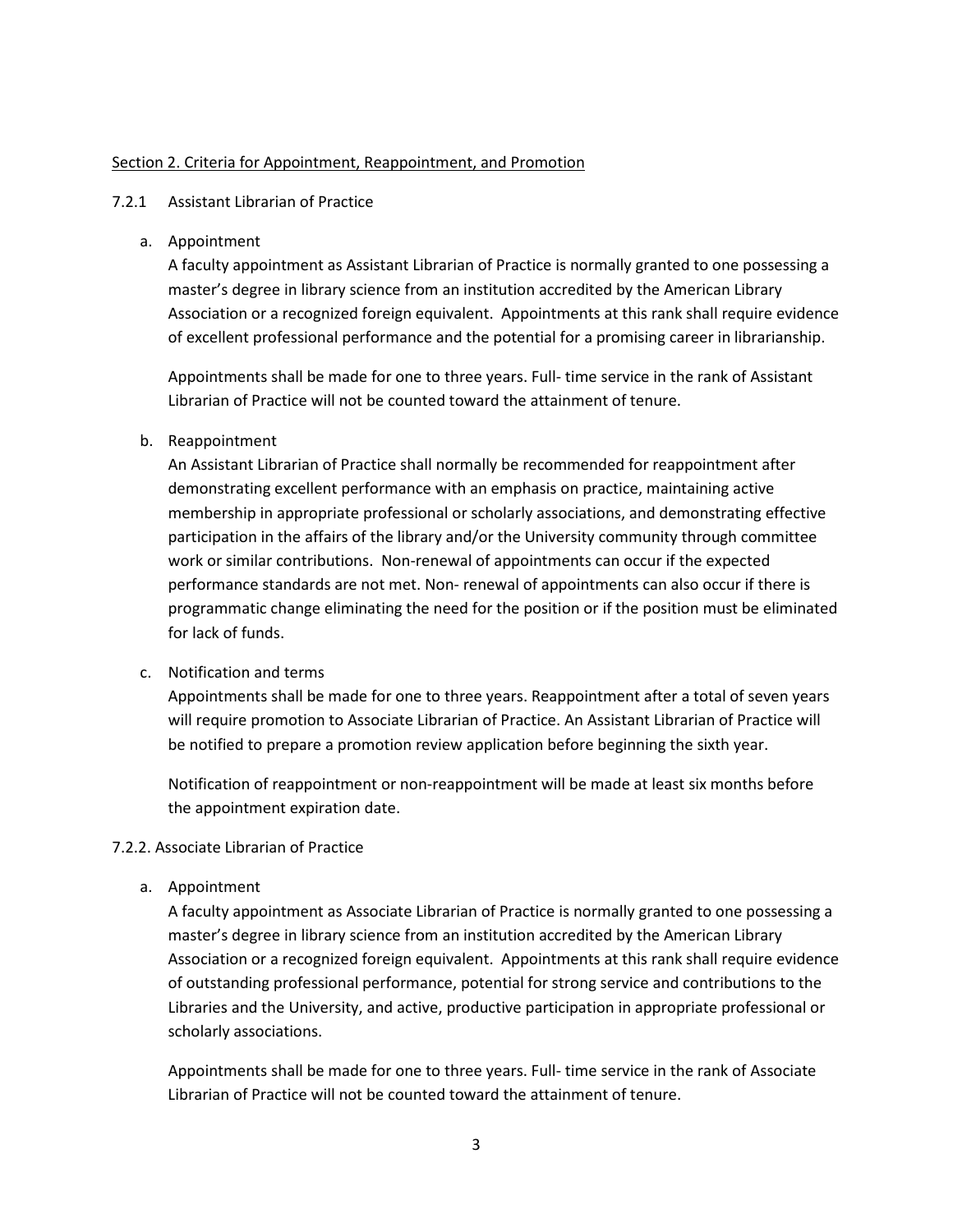<u>Section 2. Criteria for Appointment, Reappointment, and Promotion</u>

7.2.1 Assistant Librarian of Practice

a. Appointment

A faculty appointment as Assistant Librarian of Practice is normally granted to one possessing a master's degree in library science from an institution accredited by the American Library Association or a recognized foreign equivalent. Appointments at this rank shall require evidence of excellent professional performance and the potential for a promising career in librarianship.

Appointments shall be made for one to three years. Full- time service in the rank of Assistant Librarian of Practice will not be counted toward the attainment of tenure.

b. Reappointment

An Assistant Librarian of Practice shall normally be recommended for reappointment after demonstrating excellent performance with an emphasis on practice, maintaining active membership in appropriate professional or scholarly associations, and demonstrating effective participation in the affairs of the library and/or the University community through committee work or similar contributions. Non-renewal of appointments can occur if the expected performance standards are not met. Non- renewal of appointments can also occur if there is programmatic change eliminating the need for the position or if the position must be eliminated for lack of funds.

c. Notification and terms

Appointments shall be made for one to three years. Reappointment after a total of seven years will require promotion to Associate Librarian of Practice. An Assistant Librarian of Practice will be notified to prepare a promotion review application before beginning the sixth year.

Notification of reappointment or non-reappointment will be made at least six months before the appointment expiration date.

7.2.2. Associate Librarian of Practice

a. Appointment

A faculty appointment as Associate Librarian of Practice is normally granted to one possessing a master's degree in library science from an institution accredited by the American Library Association or a recognized foreign equivalent. Appointments at this rank shall require evidence of outstanding professional performance, potential for strong service and contributions to the Libraries and the University, and active, productive participation in appropriate professional or scholarly associations.

Appointments shall be made for one to three years. Full- time service in the rank of Associate Librarian of Practice will not be counted toward the attainment of tenure.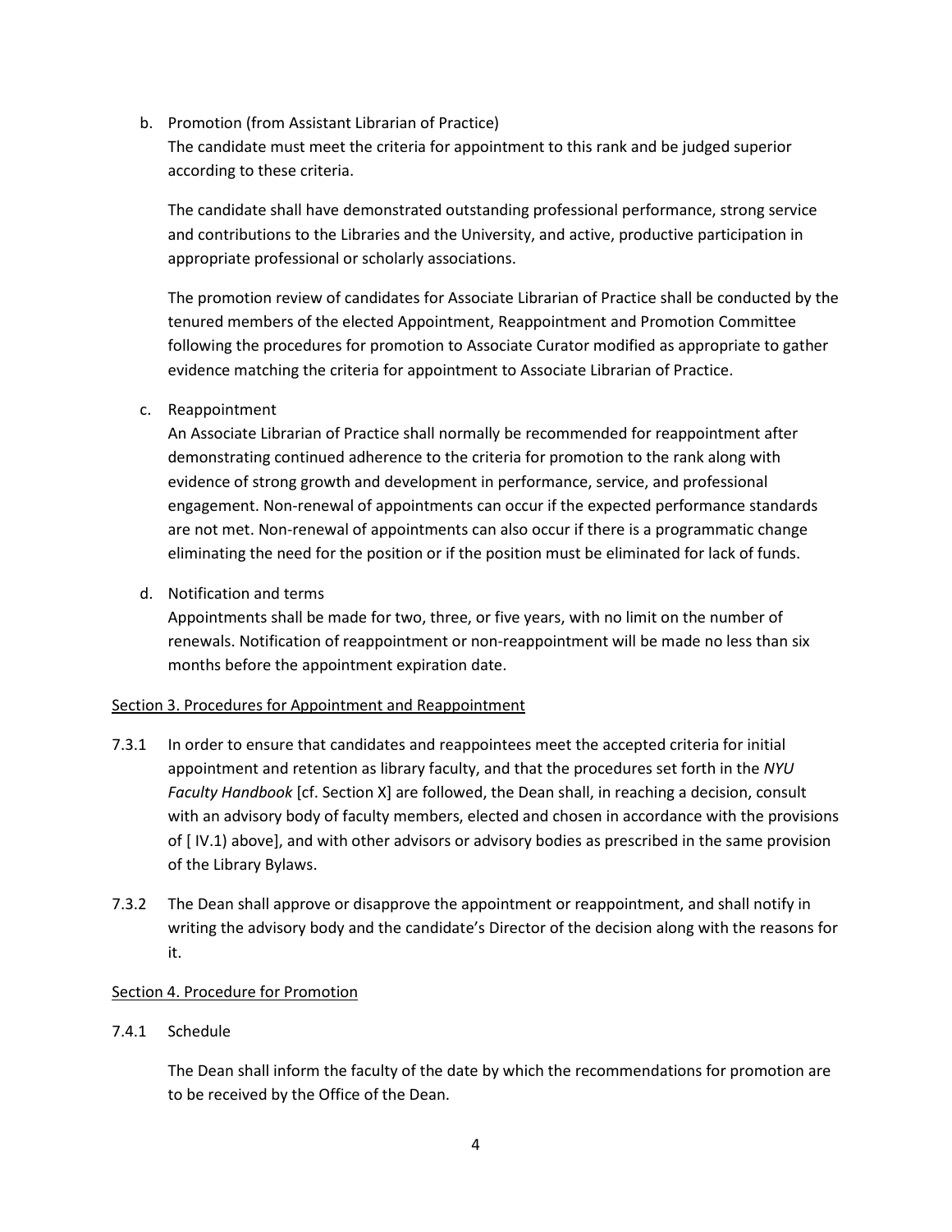b. Promotion (from Assistant Librarian of Practice)

   The candidate must meet the criteria for appointment to this rank and be judged superior according to these criteria.

   The candidate shall have demonstrated outstanding professional performance, strong service and contributions to the Libraries and the University, and active, productive participation in appropriate professional or scholarly associations.

   The promotion review of candidates for Associate Librarian of Practice shall be conducted by the tenured members of the elected Appointment, Reappointment and Promotion Committee following the procedures for promotion to Associate Curator modified as appropriate to gather evidence matching the criteria for appointment to Associate Librarian of Practice.

c. Reappointment

   An Associate Librarian of Practice shall normally be recommended for reappointment after demonstrating continued adherence to the criteria for promotion to the rank along with evidence of strong growth and development in performance, service, and professional engagement. Non-renewal of appointments can occur if the expected performance standards are not met. Non-renewal of appointments can also occur if there is a programmatic change eliminating the need for the position or if the position must be eliminated for lack of funds.

d. Notification and terms

   Appointments shall be made for two, three, or five years, with no limit on the number of renewals. Notification of reappointment or non-reappointment will be made no less than six months before the appointment expiration date.

Section 3. Procedures for Appointment and Reappointment

7.3.1 In order to ensure that candidates and reappointees meet the accepted criteria for initial appointment and retention as library faculty, and that the procedures set forth in the *NYU Faculty Handbook* [cf. Section X] are followed, the Dean shall, in reaching a decision, consult with an advisory body of faculty members, elected and chosen in accordance with the provisions of [ IV.1) above], and with other advisors or advisory bodies as prescribed in the same provision of the Library Bylaws.

7.3.2 The Dean shall approve or disapprove the appointment or reappointment, and shall notify in writing the advisory body and the candidate's Director of the decision along with the reasons for it.

Section 4. Procedure for Promotion

7.4.1 Schedule

The Dean shall inform the faculty of the date by which the recommendations for promotion are to be received by the Office of the Dean.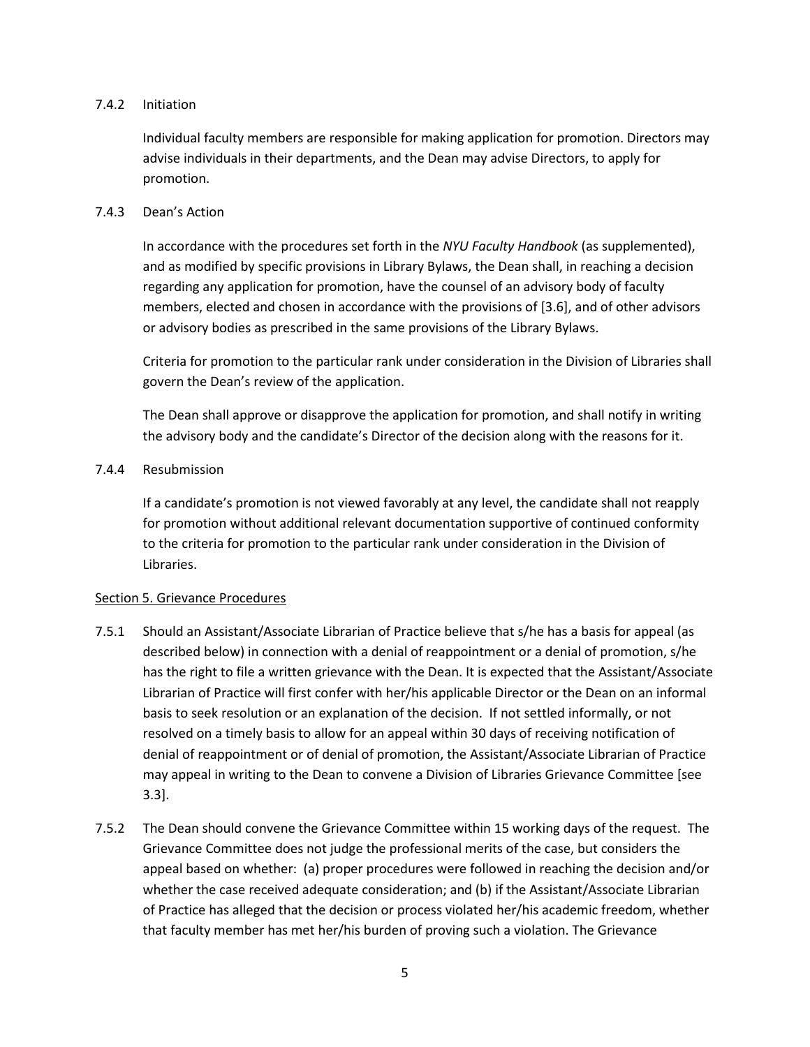7.4.2 Initiation

Individual faculty members are responsible for making application for promotion. Directors may advise individuals in their departments, and the Dean may advise Directors, to apply for promotion.

7.4.3 Dean's Action

In accordance with the procedures set forth in the *NYU Faculty Handbook* (as supplemented), and as modified by specific provisions in Library Bylaws, the Dean shall, in reaching a decision regarding any application for promotion, have the counsel of an advisory body of faculty members, elected and chosen in accordance with the provisions of [3.6], and of other advisors or advisory bodies as prescribed in the same provisions of the Library Bylaws.

Criteria for promotion to the particular rank under consideration in the Division of Libraries shall govern the Dean's review of the application.

The Dean shall approve or disapprove the application for promotion, and shall notify in writing the advisory body and the candidate's Director of the decision along with the reasons for it.

7.4.4 Resubmission

If a candidate's promotion is not viewed favorably at any level, the candidate shall not reapply for promotion without additional relevant documentation supportive of continued conformity to the criteria for promotion to the particular rank under consideration in the Division of Libraries.

Section 5. Grievance Procedures

7.5.1 Should an Assistant/Associate Librarian of Practice believe that s/he has a basis for appeal (as described below) in connection with a denial of reappointment or a denial of promotion, s/he has the right to file a written grievance with the Dean. It is expected that the Assistant/Associate Librarian of Practice will first confer with her/his applicable Director or the Dean on an informal basis to seek resolution or an explanation of the decision. If not settled informally, or not resolved on a timely basis to allow for an appeal within 30 days of receiving notification of denial of reappointment or of denial of promotion, the Assistant/Associate Librarian of Practice may appeal in writing to the Dean to convene a Division of Libraries Grievance Committee [see 3.3].

7.5.2 The Dean should convene the Grievance Committee within 15 working days of the request. The Grievance Committee does not judge the professional merits of the case, but considers the appeal based on whether: (a) proper procedures were followed in reaching the decision and/or whether the case received adequate consideration; and (b) if the Assistant/Associate Librarian of Practice has alleged that the decision or process violated her/his academic freedom, whether that faculty member has met her/his burden of proving such a violation. The Grievance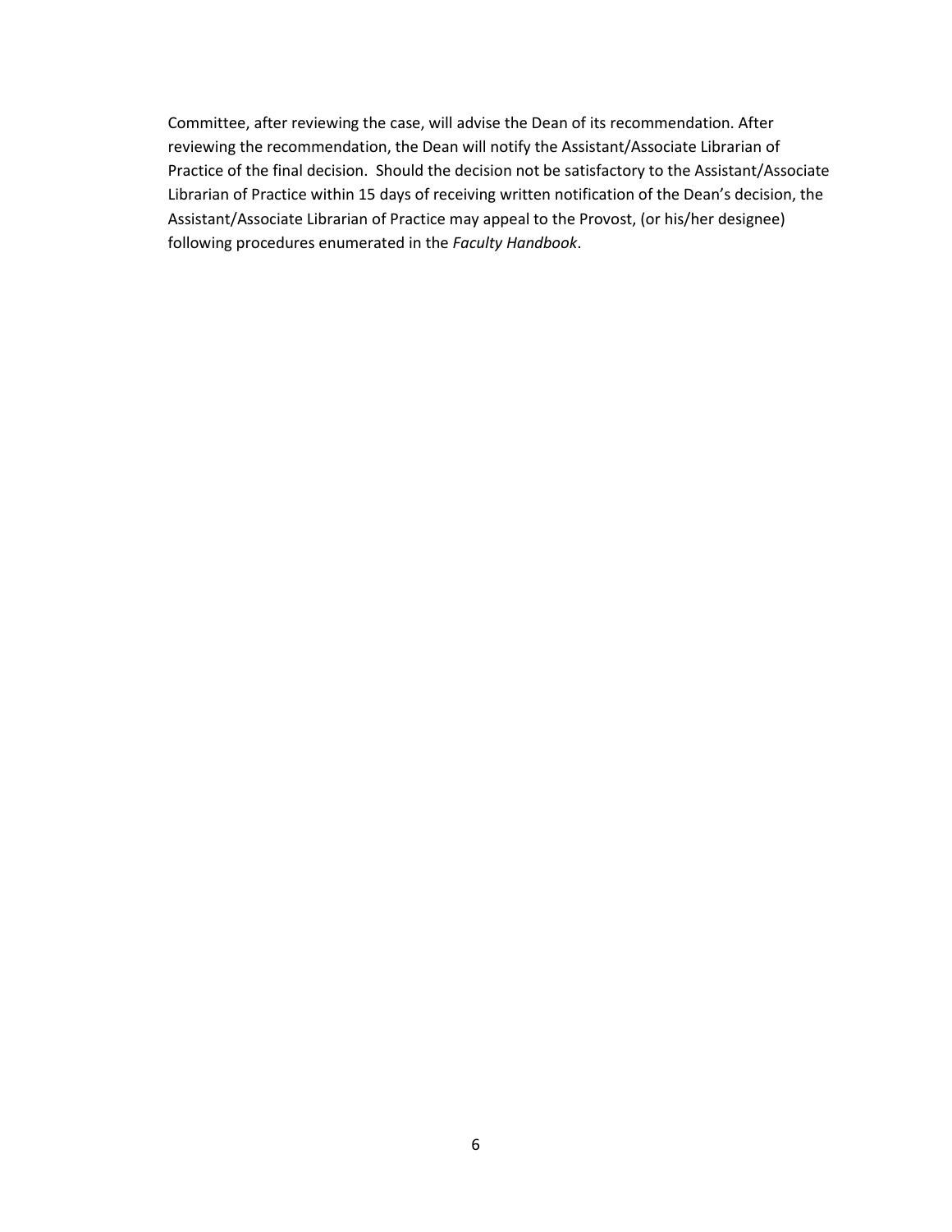Committee, after reviewing the case, will advise the Dean of its recommendation. After reviewing the recommendation, the Dean will notify the Assistant/Associate Librarian of Practice of the final decision. Should the decision not be satisfactory to the Assistant/Associate Librarian of Practice within 15 days of receiving written notification of the Dean's decision, the Assistant/Associate Librarian of Practice may appeal to the Provost, (or his/her designee) following procedures enumerated in the *Faculty Handbook*.